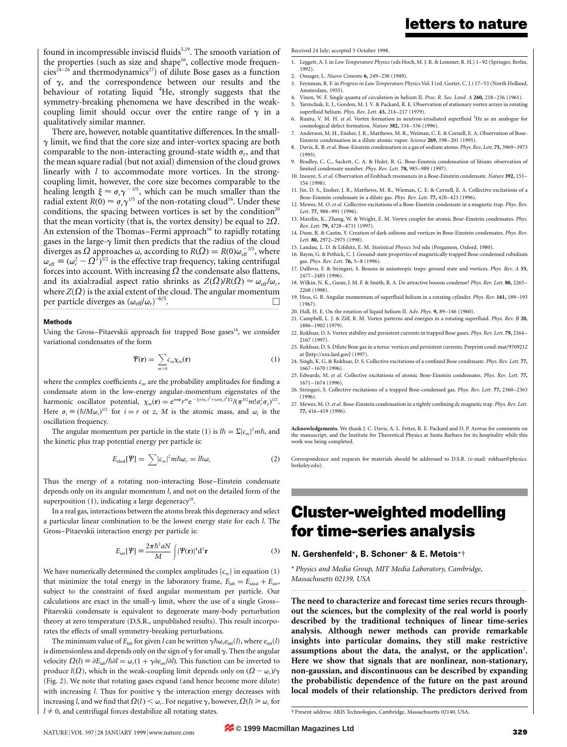found in incompressible inviscid fluids[5,19]. The smooth variation of the properties (such as size and shape[16], collective mode frequencies[24–26] and thermodynamics[27]) of dilute Bose gases as a function of $\gamma$, and the correspondence between our results and the behaviour of rotating liquid $^4$He, strongly suggests that the symmetry-breaking phenomena we have described in the weak-coupling limit should occur over the entire range of $\gamma$ in a qualitatively similar manner.

There are, however, notable quantitative differences. In the small-$\gamma$ limit, we find that the core size and inter-vortex spacing are both comparable to the non-interacting ground-state width $\sigma_r$, and that the mean square radial (but not axial) dimension of the cloud grows linearly with $l$ to accommodate more vortices. In the strong-coupling limit, however, the core size becomes comparable to the healing length $\xi \approx \sigma_r \gamma^{-1/5}$, which can be much smaller than the radial extent $R(0) \approx \sigma_r \gamma^{1/5}$ of the non-rotating cloud[16]. Under these conditions, the spacing between vortices is set by the condition[20] that the mean vorticity (that is, the vortex density) be equal to $2\Omega$. An extension of the Thomas–Fermi approach[16] to rapidly rotating gases in the large-$\gamma$ limit then predicts that the radius of the cloud diverges as $\Omega$ approaches $\omega_r$ according to $R(\Omega) = R(0)\omega_{\mathrm{eff}}^{-3/5}$, where $\omega_{\mathrm{eff}} \equiv (\omega_r^2 - \Omega^2)^{1/2}$ is the effective trap frequency, taking centrifugal forces into account. With increasing $\Omega$ the condensate also flattens, and its axial:radial aspect ratio shrinks as $Z(\Omega)/R(\Omega) \approx \omega_{\mathrm{eff}}/\omega_r$, where $Z(\Omega)$ is the axial extent of the cloud. The angular momentum per particle diverges as $(\omega_{\mathrm{eff}}/\omega_r)^{-6/5}$. □

### Methods

Using the Gross–Pitaevskii approach for trapped Bose gases[16], we consider variational condensates of the form

$$\Psi(\mathbf{r}) = \sum_{m>0} c_m \chi_m(\mathbf{r}) \tag{1}$$

where the complex coefficients $c_m$ are the probability amplitudes for finding a condensate atom in the low-energy angular-momentum eigenstates of the harmonic oscillator potential, $\chi_m(\mathbf{r}) = e^{im\phi} r^m e^{-[(r/\sigma_r)^2 + (z/\sigma_z)^2]/2} / (\pi^{3/2} m! \sigma_r^2 \sigma_z)^{1/2}$. Here $\sigma_i \equiv (\hbar/M\omega_i)^{1/2}$ for $i = r$ or $z$, $M$ is the atomic mass, and $\omega_i$ is the oscillation frequency.

The angular momentum per particle in the state (1) is $l\hbar = \Sigma |c_m|^2 m\hbar$, and the kinetic plus trap potential energy per particle is:

$$E_{\mathrm{ideal}}[\Psi] = \sum |c_m|^2 m\hbar\omega_r = l\hbar\omega_r \tag{2}$$

Thus the energy of a rotating non-interacting Bose–Einstein condensate depends only on its angular momentum $l$, and not on the detailed form of the superposition (1), indicating a large degeneracy[18].

In a real gas, interactions between the atoms break this degeneracy and select a particular linear combination to be the lowest energy state for each $l$. The Gross–Pitaevskii interaction energy per particle is:

$$E_{\mathrm{int}}[\Psi] \equiv \frac{2\pi\hbar^2 aN}{M} \int |\Psi(\mathbf{r})|^4 \mathrm{d}^3\mathbf{r} \tag{3}$$

We have numerically determined the complex amplitudes $\{c_m\}$ in equation (1) that minimize the total energy in the laboratory frame, $E_{\mathrm{lab}} = E_{\mathrm{ideal}} + E_{\mathrm{int}}$, subject to the constraint of fixed angular momentum per particle. Our calculations are exact in the small-$\gamma$ limit, where the use of a single Gross–Pitaevskii condensate is equivalent to degenerate many-body perturbation theory at zero temperature (D.S.R., unpublished results). This result incorporates the effects of small symmetry-breaking perturbations.

The minimum value of $E_{\mathrm{int}}$ for given $l$ can be written $\gamma\hbar\omega_r e_{\mathrm{int}}(l)$, where $e_{\mathrm{int}}(l)$ is dimensionless and depends only on the sign of $\gamma$ for small $\gamma$. Then the angular velocity $\Omega(l) \equiv \partial E_{\mathrm{lab}}/\hbar\partial l = \omega_r(1 + \gamma\partial e_{\mathrm{int}}/\partial l)$. This function can be inverted to produce $l(\Omega)$, which in the weak-coupling limit depends only on $(\Omega - \omega_r)/\gamma$ (Fig. 2). We note that rotating gases expand (and hence become more dilute) with increasing $l$. Thus for positive $\gamma$ the interaction energy decreases with increasing $l$, and we find that $\Omega(l) < \omega_r$. For negative $\gamma$, however, $\Omega(l) \geq \omega_r$ for $l \neq 0$, and centrifugal forces destabilize all rotating states.

Received 24 July; accepted 5 October 1998.

1. Leggett, A. J. in *Low Temperature Physics* (eds Hoch, M. J. R. & Lemmer, R. H.) 1–92 (Springer, Berlin, 1992).
2. Onsager, L. *Nuovo Cimento* **6,** 249–250 (1949).
3. Feynman, R. F. in *Progress in Low Temperature Physics* Vol. I (ed. Gorter, C. J.) 17–53 (North Holland, Amsterdam, 1955).
4. Vinen, W. F. Single quanta of circulation in helium II. *Proc. R. Soc. Lond. A* **260,** 218–236 (1961).
5. Yarmchuk, E. J., Gordon, M. J. V. & Packard, R. E. Observation of stationary vortex arrays in rotating superfluid helium. *Phys. Rev. Lett.* **43,** 214–217 (1979).
6. Ruutu, V. M. H. *et al.* Vortex formation in neutron-irradiated superfluid $^3$He as an analogue for cosmological defect formation. *Nature* **382,** 334–336 (1996).
7. Anderson, M. H., Ensher, J. R., Matthews, M. R., Weiman, C. E. & Cornell, E. A. Observation of Bose-Einstein condensation in a dilute atomic vapor. *Science* **269,** 198–201 (1995).
8. Davis, K. B. *et al.* Bose-Einstein condensation in a gas of sodium atoms. *Phys. Rev. Lett.* **75,** 3969–3973 (1995).
9. Bradley, C. C., Sackett, C. A. & Hulet, R. G. Bose-Einstein condensation of litium: observation of limited condensate number. *Phys. Rev. Lett.* **78,** 985–989 (1997).
10. Inouye, S. *et al.* Observation of Feshbach resonances in a Bose-Einstein condensate. *Nature* **392,** 151–154 (1998).
11. Jin, D. S., Ensher, J. R., Matthews, M. R., Wieman, C. E. & Cornell, E. A. Collective excitations of a Bose-Einstein condensate in a dilute gas. *Phys. Rev. Lett.* **77,** 420–423 (1996).
12. Mewes, M. O. *et al.* Collective excitations of a Bose-Einstein condensate in a magnetic trap. *Phys. Rev. Lett.* **77,** 988–991 (1996).
13. Marzlin, K., Zhang, W. & Wright, E. M. Vortex coupler for atomic Bose-Einstein condensates. *Phys. Rev. Lett.* **79,** 4728–4731 (1997).
14. Dum, R. & Castin, Y. Creation of dark solitons and vortices in Bose-Einstein condensates. *Phys. Rev. Lett.* **80,** 2972–2975 (1998).
15. Landau, L. D. & Lifshitz, E. M. *Statistical Physics* 3rd edn (Pergamon, Oxford, 1980).
16. Baym, G. & Pethick, C. J. Ground-state properties of magnetically trapped Bose-condensed rubidium gas. *Phys. Rev. Lett.* **76,** 5–8 (1996).
17. Dalfovo, F. & Stringari, S. Bosons in anisotropic traps: ground state and vortices. *Phys. Rev. A* **53,** 2477–2485 (1996).
18. Wilkin, N. K., Gunn, J. M. F. & Smith, R. A. Do attractive bosons condense? *Phys. Rev. Lett.* **80,** 2265–2268 (1998).
19. Hess, G. B. Angular momentum of superfluid helium in a rotating cylinder. *Phys. Rev.* **161,** 189–193 (1967).
20. Hall, H. E. On the rotation of liquid helium II. *Adv. Phys.* **9,** 89–146 (1960).
21. Campbell, L. J. & Ziff, R. M. Vortex patterns and energies in a rotating superfluid. *Phys. Rev. B* **20,** 1886–1902 (1979).
22. Rokhsar, D. S. Vortex stability and persistent currents in trapped Bose gases. *Phys. Rev. Lett.* **79,** 2164–2167 (1997).
23. Rokhsar, D. S. Dilute Bose gas in a torus: vortices and persistent currents. Preprint cond-mat/9709212 at ⟨http://xxx.lanl.gov⟩ (1997).
24. Singh, K. G. & Rokhsar, D. S. Collective excitations of a confined Bose condensate. *Phys. Rev. Lett.* **77,** 1667–1670 (1996).
25. Edwards, M. *et al.* Collective excitations of atomic Bose-Einstein condensates. *Phys. Rev. Lett.* **77,** 1671–1674 (1996).
26. Stringari, S. Collective excitations of a trapped Bose-condensed gas. *Phys. Rev. Lett.* **77,** 2360–2363 (1996).
27. Mewes, M. O. *et al.* Bose-Einstein condensation in a tightly confining dc magnetic trap. *Phys. Rev. Lett.* **77,** 416–419 (1996).

**Acknowledgements.** We thank J. C. Davis, A. L. Fetter, R. E. Packard and D. P. Arovas for comments on the manuscript, and the Institute for Theoretical Physics at Santa Barbara for its hospitality while this work was being completed.

Correspondence and requests for materials should be addressed to D.S.R. (e-mail: rokhsar@physics.berkeley.edu).

# Cluster-weighted modelling for time-series analysis

**N. Gershenfeld\*, B. Schoner\* & E. Metois\*†**

\* *Physics and Media Group, MIT Media Laboratory, Cambridge, Massachusetts 02139, USA*

**The need to characterize and forecast time series recurs throughout the sciences, but the complexity of the real world is poorly described by the traditional techniques of linear time-series analysis. Although newer methods can provide remarkable insights into particular domains, they still make restrictive assumptions about the data, the analyst, or the application[1]. Here we show that signals that are nonlinear, non-stationary, non-gaussian, and discontinuous can be described by expanding the probabilistic dependence of the future on the past around local models of their relationship. The predictors derived from**

† Present address: ARIS Technologies, Cambridge, Massachusetts 02140, USA.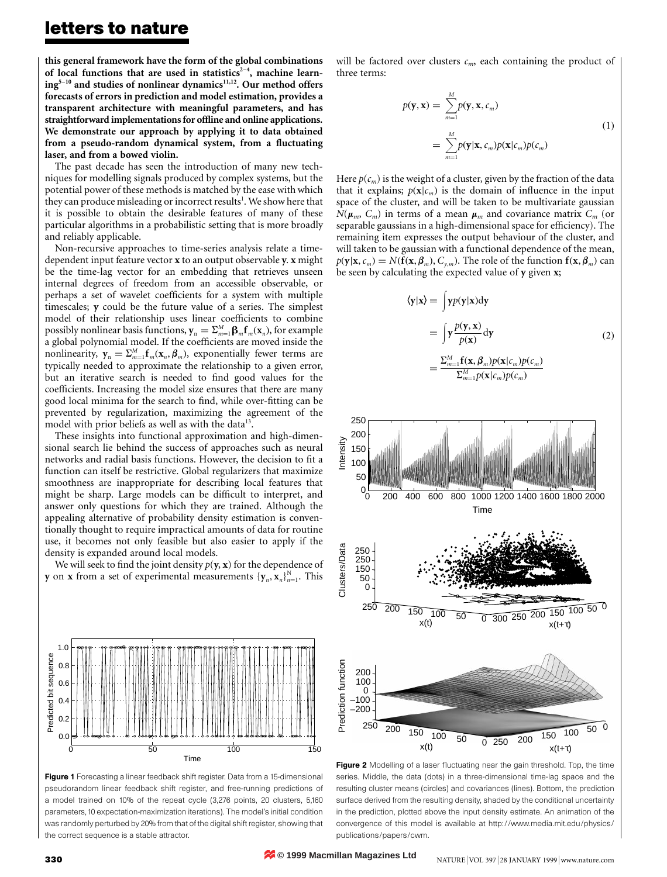**this general framework have the form of the global combinations of local functions that are used in statistics[2–4], machine learning[5–10] and studies of nonlinear dynamics[11,12]. Our method offers forecasts of errors in prediction and model estimation, provides a transparent architecture with meaningful parameters, and has straightforward implementations for offline and online applications. We demonstrate our approach by applying it to data obtained from a pseudo-random dynamical system, from a fluctuating laser, and from a bowed violin.**

The past decade has seen the introduction of many new techniques for modelling signals produced by complex systems, but the potential power of these methods is matched by the ease with which they can produce misleading or incorrect results[1]. We show here that it is possible to obtain the desirable features of many of these particular algorithms in a probabilistic setting that is more broadly and reliably applicable.

Non-recursive approaches to time-series analysis relate a time-dependent input feature vector $\mathbf{x}$ to an output observable $\mathbf{y}$. $\mathbf{x}$ might be the time-lag vector for an embedding that retrieves unseen internal degrees of freedom from an accessible observable, or perhaps a set of wavelet coefficients for a system with multiple timescales; $\mathbf{y}$ could be the future value of a series. The simplest model of their relationship uses linear coefficients to combine possibly nonlinear basis functions, $\mathbf{y}_n = \Sigma_{m=1}^{M} \boldsymbol{\beta}_m \mathbf{f}_m(\mathbf{x}_n)$, for example a global polynomial model. If the coefficients are moved inside the nonlinearity, $\mathbf{y}_n = \Sigma_{m=1}^{M} \mathbf{f}_m(\mathbf{x}_n, \boldsymbol{\beta}_m)$, exponentially fewer terms are typically needed to approximate the relationship to a given error, but an iterative search is needed to find good values for the coefficients. Increasing the model size ensures that there are many good local minima for the search to find, while over-fitting can be prevented by regularization, maximizing the agreement of the model with prior beliefs as well as with the data[13].

These insights into functional approximation and high-dimensional search lie behind the success of approaches such as neural networks and radial basis functions. However, the decision to fit a function can itself be restrictive. Global regularizers that maximize smoothness are inappropriate for describing local features that might be sharp. Large models can be difficult to interpret, and answer only questions for which they are trained. Although the appealing alternative of probability density estimation is conventionally thought to require impractical amounts of data for routine use, it becomes not only feasible but also easier to apply if the density is expanded around local models.

We will seek to find the joint density $p(\mathbf{y}, \mathbf{x})$ for the dependence of $\mathbf{y}$ on $\mathbf{x}$ from a set of experimental measurements $\{\mathbf{y}_n, \mathbf{x}_n\}_{n=1}^{N}$. This will be factored over clusters $c_m$, each containing the product of three terms:

$$
\begin{aligned}
p(\mathbf{y}, \mathbf{x}) &= \sum_{m=1}^{M} p(\mathbf{y}, \mathbf{x}, c_m) \\
&= \sum_{m=1}^{M} p(\mathbf{y}|\mathbf{x}, c_m) p(\mathbf{x}|c_m) p(c_m)
\end{aligned}
\tag{1}
$$

Here $p(c_m)$ is the weight of a cluster, given by the fraction of the data that it explains; $p(\mathbf{x}|c_m)$ is the domain of influence in the input space of the cluster, and will be taken to be multivariate gaussian $N(\boldsymbol{\mu}_m, C_m)$ in terms of a mean $\boldsymbol{\mu}_m$ and covariance matrix $C_m$ (or separable gaussians in a high-dimensional space for efficiency). The remaining item expresses the output behaviour of the cluster, and will taken to be gaussian with a functional dependence of the mean, $p(\mathbf{y}|\mathbf{x}, c_m) = N(\mathbf{f}(\mathbf{x}, \boldsymbol{\beta}_m), C_{y,m})$. The role of the function $\mathbf{f}(\mathbf{x}, \boldsymbol{\beta}_m)$ can be seen by calculating the expected value of $\mathbf{y}$ given $\mathbf{x}$;

$$
\begin{aligned}
\langle \mathbf{y}|\mathbf{x} \rangle &= \int \mathbf{y} p(\mathbf{y}|\mathbf{x}) d\mathbf{y} \\
&= \int \mathbf{y} \frac{p(\mathbf{y}, \mathbf{x})}{p(\mathbf{x})} d\mathbf{y} \\
&= \frac{\Sigma_{m=1}^{M} \mathbf{f}(\mathbf{x}, \boldsymbol{\beta}_m) p(\mathbf{x}|c_m) p(c_m)}{\Sigma_{m=1}^{M} p(\mathbf{x}|c_m) p(c_m)}
\end{aligned}
\tag{2}
$$

**Figure 1** Forecasting a linear feedback shift register. Data from a 15-dimensional pseudorandom linear feedback shift register, and free-running predictions of a model trained on 10% of the repeat cycle (3,276 points, 20 clusters, 5,160 parameters, 10 expectation-maximization iterations). The model's initial condition was randomly perturbed by 20% from that of the digital shift register, showing that the correct sequence is a stable attractor.

**Figure 2** Modelling of a laser fluctuating near the gain threshold. Top, the time series. Middle, the data (dots) in a three-dimensional time-lag space and the resulting cluster means (circles) and covariances (lines). Bottom, the prediction surface derived from the resulting density, shaded by the conditional uncertainty in the prediction, plotted above the input density estimate. An animation of the convergence of this model is available at http://www.media.mit.edu/physics/publications/papers/cwm.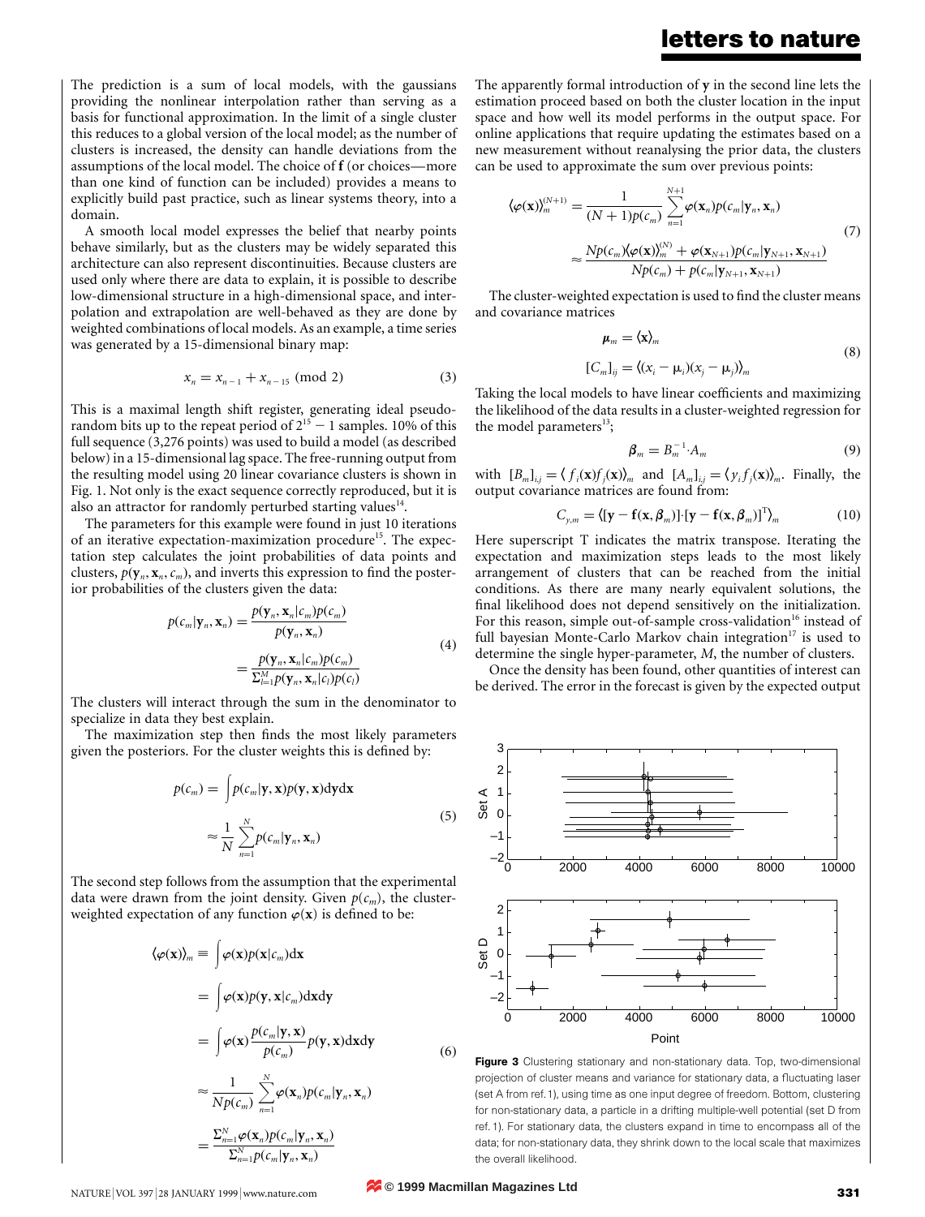The prediction is a sum of local models, with the gaussians providing the nonlinear interpolation rather than serving as a basis for functional approximation. In the limit of a single cluster this reduces to a global version of the local model; as the number of clusters is increased, the density can handle deviations from the assumptions of the local model. The choice of $\mathbf{f}$ (or choices—more than one kind of function can be included) provides a means to explicitly build past practice, such as linear systems theory, into a domain.

A smooth local model expresses the belief that nearby points behave similarly, but as the clusters may be widely separated this architecture can also represent discontinuities. Because clusters are used only where there are data to explain, it is possible to describe low-dimensional structure in a high-dimensional space, and interpolation and extrapolation are well-behaved as they are done by weighted combinations of local models. As an example, a time series was generated by a 15-dimensional binary map:

$$x_n = x_{n-1} + x_{n-15} \pmod 2 \tag{3}$$

This is a maximal length shift register, generating ideal pseudorandom bits up to the repeat period of $2^{15} - 1$ samples. 10% of this full sequence (3,276 points) was used to build a model (as described below) in a 15-dimensional lag space. The free-running output from the resulting model using 20 linear covariance clusters is shown in Fig. 1. Not only is the exact sequence correctly reproduced, but it is also an attractor for randomly perturbed starting values[14].

The parameters for this example were found in just 10 iterations of an iterative expectation-maximization procedure[15]. The expectation step calculates the joint probabilities of data points and clusters, $p(\mathbf{y}_n, \mathbf{x}_n, c_m)$, and inverts this expression to find the posterior probabilities of the clusters given the data:

$$\begin{aligned} p(c_m|\mathbf{y}_n, \mathbf{x}_n) &= \frac{p(\mathbf{y}_n, \mathbf{x}_n|c_m)p(c_m)}{p(\mathbf{y}_n, \mathbf{x}_n)} \\ &= \frac{p(\mathbf{y}_n, \mathbf{x}_n|c_m)p(c_m)}{\sum_{l=1}^{M} p(\mathbf{y}_n, \mathbf{x}_n|c_l)p(c_l)} \end{aligned} \tag{4}$$

The clusters will interact through the sum in the denominator to specialize in data they best explain.

The maximization step then finds the most likely parameters given the posteriors. For the cluster weights this is defined by:

$$\begin{aligned} p(c_m) &= \int p(c_m|\mathbf{y}, \mathbf{x})p(\mathbf{y}, \mathbf{x})\mathrm{d}\mathbf{y}\mathrm{d}\mathbf{x} \\ &\approx \frac{1}{N}\sum_{n=1}^{N} p(c_m|\mathbf{y}_n, \mathbf{x}_n) \end{aligned} \tag{5}$$

The second step follows from the assumption that the experimental data were drawn from the joint density. Given $p(c_m)$, the cluster-weighted expectation of any function $\varphi(\mathbf{x})$ is defined to be:

$$\begin{aligned} \langle\varphi(\mathbf{x})\rangle_m &\equiv \int \varphi(\mathbf{x})p(\mathbf{x}|c_m)\mathrm{d}\mathbf{x} \\ &= \int \varphi(\mathbf{x})p(\mathbf{y}, \mathbf{x}|c_m)\mathrm{d}\mathbf{x}\mathrm{d}\mathbf{y} \\ &= \int \varphi(\mathbf{x})\frac{p(c_m|\mathbf{y}, \mathbf{x})}{p(c_m)}p(\mathbf{y}, \mathbf{x})\mathrm{d}\mathbf{x}\mathrm{d}\mathbf{y} \\ &\approx \frac{1}{Np(c_m)}\sum_{n=1}^{N}\varphi(\mathbf{x}_n)p(c_m|\mathbf{y}_n, \mathbf{x}_n) \\ &= \frac{\sum_{n=1}^{N}\varphi(\mathbf{x}_n)p(c_m|\mathbf{y}_n, \mathbf{x}_n)}{\sum_{n=1}^{N}p(c_m|\mathbf{y}_n, \mathbf{x}_n)} \end{aligned} \tag{6}$$

The apparently formal introduction of $\mathbf{y}$ in the second line lets the estimation proceed based on both the cluster location in the input space and how well its model performs in the output space. For online applications that require updating the estimates based on a new measurement without reanalysing the prior data, the clusters can be used to approximate the sum over previous points:

$$\begin{aligned} \langle\varphi(\mathbf{x})\rangle_m^{(N+1)} &= \frac{1}{(N+1)p(c_m)}\sum_{n=1}^{N+1}\varphi(\mathbf{x}_n)p(c_m|\mathbf{y}_n, \mathbf{x}_n) \\ &\approx \frac{Np(c_m)\langle\varphi(\mathbf{x})\rangle_m^{(N)} + \varphi(\mathbf{x}_{N+1})p(c_m|\mathbf{y}_{N+1}, \mathbf{x}_{N+1})}{Np(c_m) + p(c_m|\mathbf{y}_{N+1}, \mathbf{x}_{N+1})} \end{aligned} \tag{7}$$

The cluster-weighted expectation is used to find the cluster means and covariance matrices

$$\begin{aligned} \boldsymbol{\mu}_m &= \langle\mathbf{x}\rangle_m \\ [C_m]_{ij} &= \langle(x_i - \mu_i)(x_j - \mu_j)\rangle_m \end{aligned} \tag{8}$$

Taking the local models to have linear coefficients and maximizing the likelihood of the data results in a cluster-weighted regression for the model parameters[13];

$$\boldsymbol{\beta}_m = B_m^{-1}\cdot A_m \tag{9}$$

with $[B_m]_{i,j} = \langle f_i(\mathbf{x})f_j(\mathbf{x})\rangle_m$ and $[A_m]_{i,j} = \langle y_i f_j(\mathbf{x})\rangle_m$. Finally, the output covariance matrices are found from:

$$C_{y,m} = \langle[\mathbf{y} - \mathbf{f}(\mathbf{x}, \boldsymbol{\beta}_m)]\cdot[\mathbf{y} - \mathbf{f}(\mathbf{x}, \boldsymbol{\beta}_m)]^{\mathrm{T}}\rangle_m \tag{10}$$

Here superscript T indicates the matrix transpose. Iterating the expectation and maximization steps leads to the most likely arrangement of clusters that can be reached from the initial conditions. As there are many nearly equivalent solutions, the final likelihood does not depend sensitively on the initialization. For this reason, simple out-of-sample cross-validation[16] instead of full bayesian Monte-Carlo Markov chain integration[17] is used to determine the single hyper-parameter, $M$, the number of clusters.

Once the density has been found, other quantities of interest can be derived. The error in the forecast is given by the expected output

**Figure 3** Clustering stationary and non-stationary data. Top, two-dimensional projection of cluster means and variance for stationary data, a fluctuating laser (set A from ref. 1), using time as one input degree of freedom. Bottom, clustering for non-stationary data, a particle in a drifting multiple-well potential (set D from ref. 1). For stationary data, the clusters expand in time to encompass all of the data; for non-stationary data, they shrink down to the local scale that maximizes the overall likelihood.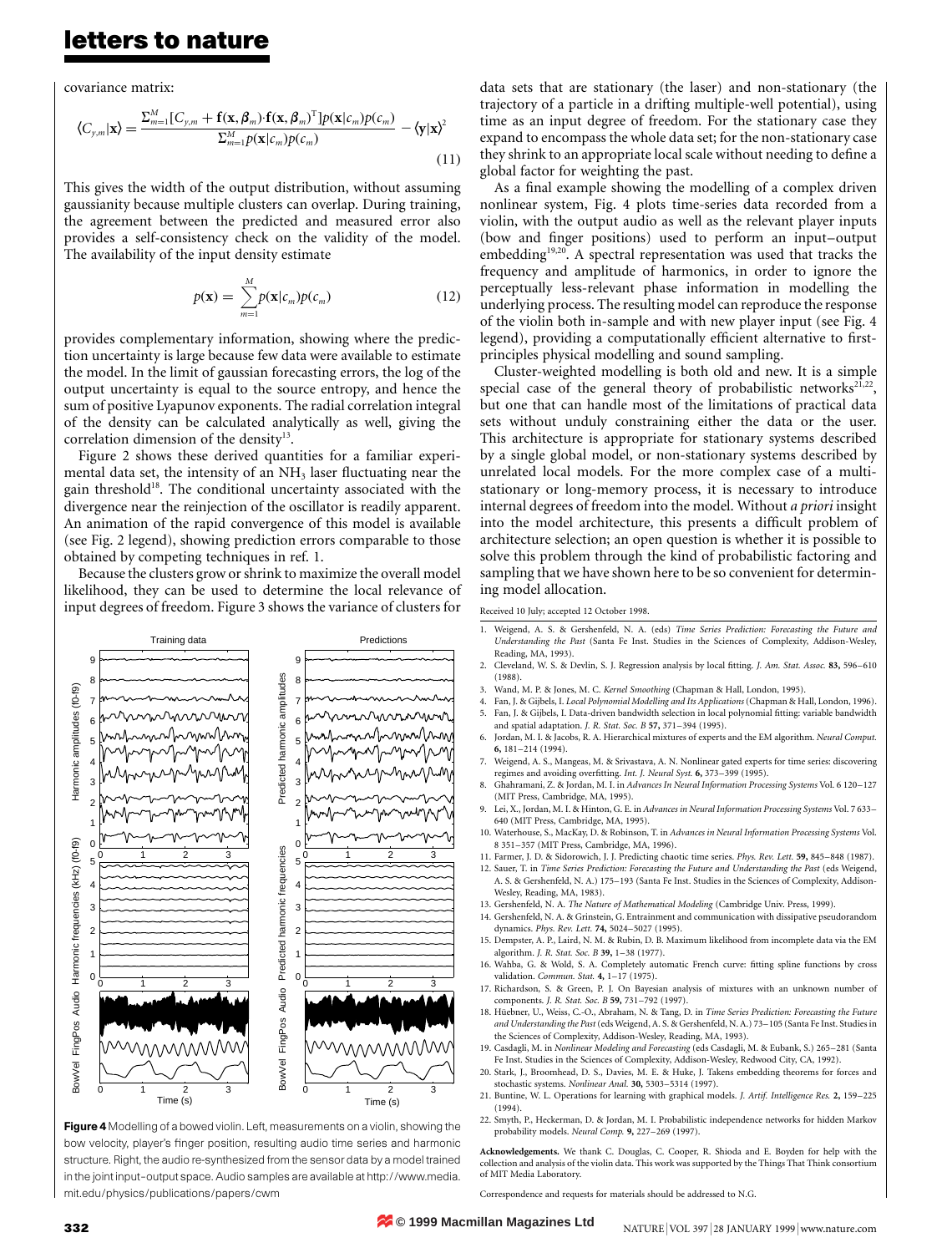covariance matrix:

$$\langle C_{y,m}|\mathbf{x}\rangle = \frac{\sum_{m=1}^{M}[C_{y,m} + \mathbf{f}(\mathbf{x},\boldsymbol{\beta}_m)\cdot\mathbf{f}(\mathbf{x},\boldsymbol{\beta}_m)^{\mathrm{T}}]p(\mathbf{x}|c_m)p(c_m)}{\sum_{m=1}^{M}p(\mathbf{x}|c_m)p(c_m)} - \langle \mathbf{y}|\mathbf{x}\rangle^2 \tag{11}$$

This gives the width of the output distribution, without assuming gaussianity because multiple clusters can overlap. During training, the agreement between the predicted and measured error also provides a self-consistency check on the validity of the model. The availability of the input density estimate

$$p(\mathbf{x}) = \sum_{m=1}^{M} p(\mathbf{x}|c_m)p(c_m) \tag{12}$$

provides complementary information, showing where the prediction uncertainty is large because few data were available to estimate the model. In the limit of gaussian forecasting errors, the log of the output uncertainty is equal to the source entropy, and hence the sum of positive Lyapunov exponents. The radial correlation integral of the density can be calculated analytically as well, giving the correlation dimension of the density[13].

Figure 2 shows these derived quantities for a familiar experimental data set, the intensity of an $NH_3$ laser fluctuating near the gain threshold[18]. The conditional uncertainty associated with the divergence near the reinjection of the oscillator is readily apparent. An animation of the rapid convergence of this model is available (see Fig. 2 legend), showing prediction errors comparable to those obtained by competing techniques in ref. 1.

Because the clusters grow or shrink to maximize the overall model likelihood, they can be used to determine the local relevance of input degrees of freedom. Figure 3 shows the variance of clusters for data sets that are stationary (the laser) and non-stationary (the trajectory of a particle in a drifting multiple-well potential), using time as an input degree of freedom. For the stationary case they expand to encompass the whole data set; for the non-stationary case they shrink to an appropriate local scale without needing to define a global factor for weighting the past.

As a final example showing the modelling of a complex driven nonlinear system, Fig. 4 plots time-series data recorded from a violin, with the output audio as well as the relevant player inputs (bow and finger positions) used to perform an input–output embedding[19,20]. A spectral representation was used that tracks the frequency and amplitude of harmonics, in order to ignore the perceptually less-relevant phase information in modelling the underlying process. The resulting model can reproduce the response of the violin both in-sample and with new player input (see Fig. 4 legend), providing a computationally efficient alternative to first-principles physical modelling and sound sampling.

Cluster-weighted modelling is both old and new. It is a simple special case of the general theory of probabilistic networks[21,22], but one that can handle most of the limitations of practical data sets without unduly constraining either the data or the user. This architecture is appropriate for stationary systems described by a single global model, or non-stationary systems described by unrelated local models. For the more complex case of a multi-stationary or long-memory process, it is necessary to introduce internal degrees of freedom into the model. Without *a priori* insight into the model architecture, this presents a difficult problem of architecture selection; an open question is whether it is possible to solve this problem through the kind of probabilistic factoring and sampling that we have shown here to be so convenient for determining model allocation.

Training data

Predictions

Harmonic amplitudes (f0-f9)

Predicted harmonic amplitudes

Harmonic frequencies (kHz) (f0-f9)

Predicted harmonic frequencies

BowVel FingPos Audio

BowVel FingPos Audio

Time (s)

Time (s)

**Figure 4** Modelling of a bowed violin. Left, measurements on a violin, showing the bow velocity, player's finger position, resulting audio time series and harmonic structure. Right, the audio re-synthesized from the sensor data by a model trained in the joint input–output space. Audio samples are available at http://www.media.mit.edu/physics/publications/papers/cwm

Received 10 July; accepted 12 October 1998.

1. Weigend, A. S. & Gershenfeld, N. A. (eds) *Time Series Prediction: Forecasting the Future and Understanding the Past* (Santa Fe Inst. Studies in the Sciences of Complexity, Addison-Wesley, Reading, MA, 1993).
2. Cleveland, W. S. & Devlin, S. J. Regression analysis by local fitting. *J. Am. Stat. Assoc.* **83,** 596–610 (1988).
3. Wand, M. P. & Jones, M. C. *Kernel Smoothing* (Chapman & Hall, London, 1995).
4. Fan, J. & Gijbels, I. *Local Polynomial Modelling and Its Applications* (Chapman & Hall, London, 1996).
5. Fan, J. & Gijbels, I. Data-driven bandwidth selection in local polynomial fitting: variable bandwidth and spatial adaptation. *J. R. Stat. Soc. B* **57,** 371–394 (1995).
6. Jordan, M. I. & Jacobs, R. A. Hierarchical mixtures of experts and the EM algorithm. *Neural Comput.* **6,** 181–214 (1994).
7. Weigend, A. S., Mangeas, M. & Srivastava, A. N. Nonlinear gated experts for time series: discovering regimes and avoiding overfitting. *Int. J. Neural Syst.* **6,** 373–399 (1995).
8. Ghahramani, Z. & Jordan, M. I. in *Advances In Neural Information Processing Systems* Vol. 6 120–127 (MIT Press, Cambridge, MA, 1995).
9. Lei, X., Jordan, M. I. & Hinton, G. E. in *Advances in Neural Information Processing Systems* Vol. 7 633–640 (MIT Press, Cambridge, MA, 1995).
10. Waterhouse, S., MacKay, D. & Robinson, T. in *Advances in Neural Information Processing Systems* Vol. 8 351–357 (MIT Press, Cambridge, MA, 1996).
11. Farmer, J. D. & Sidorowich, J. J. Predicting chaotic time series. *Phys. Rev. Lett.* **59,** 845–848 (1987).
12. Sauer, T. in *Time Series Prediction: Forecasting the Future and Understanding the Past* (eds Weigend, A. S. & Gershenfeld, N. A.) 175–193 (Santa Fe Inst. Studies in the Sciences of Complexity, Addison-Wesley, Reading, MA, 1983).
13. Gershenfeld, N. A. *The Nature of Mathematical Modeling* (Cambridge Univ. Press, 1999).
14. Gershenfeld, N. A. & Grinstein, G. Entrainment and communication with dissipative pseudorandom dynamics. *Phys. Rev. Lett.* **74,** 5024–5027 (1995).
15. Dempster, A. P., Laird, N. M. & Rubin, D. B. Maximum likelihood from incomplete data via the EM algorithm. *J. R. Stat. Soc. B* **39,** 1–38 (1977).
16. Wahba, G. & Wold, S. A. Completely automatic French curve: fitting spline functions by cross validation. *Commun. Stat.* **4,** 1–17 (1975).
17. Richardson, S. & Green, P. J. On Bayesian analysis of mixtures with an unknown number of components. *J. R. Stat. Soc. B* **59,** 731–792 (1997).
18. Hüebner, U., Weiss, C.-O., Abraham, N. & Tang, D. in *Time Series Prediction: Forecasting the Future and Understanding the Past* (eds Weigend, A. S. & Gershenfeld, N. A.) 73–105 (Santa Fe Inst. Studies in the Sciences of Complexity, Addison-Wesley, Reading, MA, 1993).
19. Casdagli, M. in *Nonlinear Modeling and Forecasting* (eds Casdagli, M. & Eubank, S.) 265–281 (Santa Fe Inst. Studies in the Sciences of Complexity, Addison-Wesley, Redwood City, CA, 1992).
20. Stark, J., Broomhead, D. S., Davies, M. E. & Huke, J. Takens embedding theorems for forces and stochastic systems. *Nonlinear Anal.* **30,** 5303–5314 (1997).
21. Buntine, W. L. Operations for learning with graphical models. *J. Artif. Intelligence Res.* **2,** 159–225 (1994).
22. Smyth, P., Heckerman, D. & Jordan, M. I. Probabilistic independence networks for hidden Markov probability models. *Neural Comp.* **9,** 227–269 (1997).

**Acknowledgements.** We thank C. Douglas, C. Cooper, R. Shioda and E. Boyden for help with the collection and analysis of the violin data. This work was supported by the Things That Think consortium of MIT Media Laboratory.

Correspondence and requests for materials should be addressed to N.G.